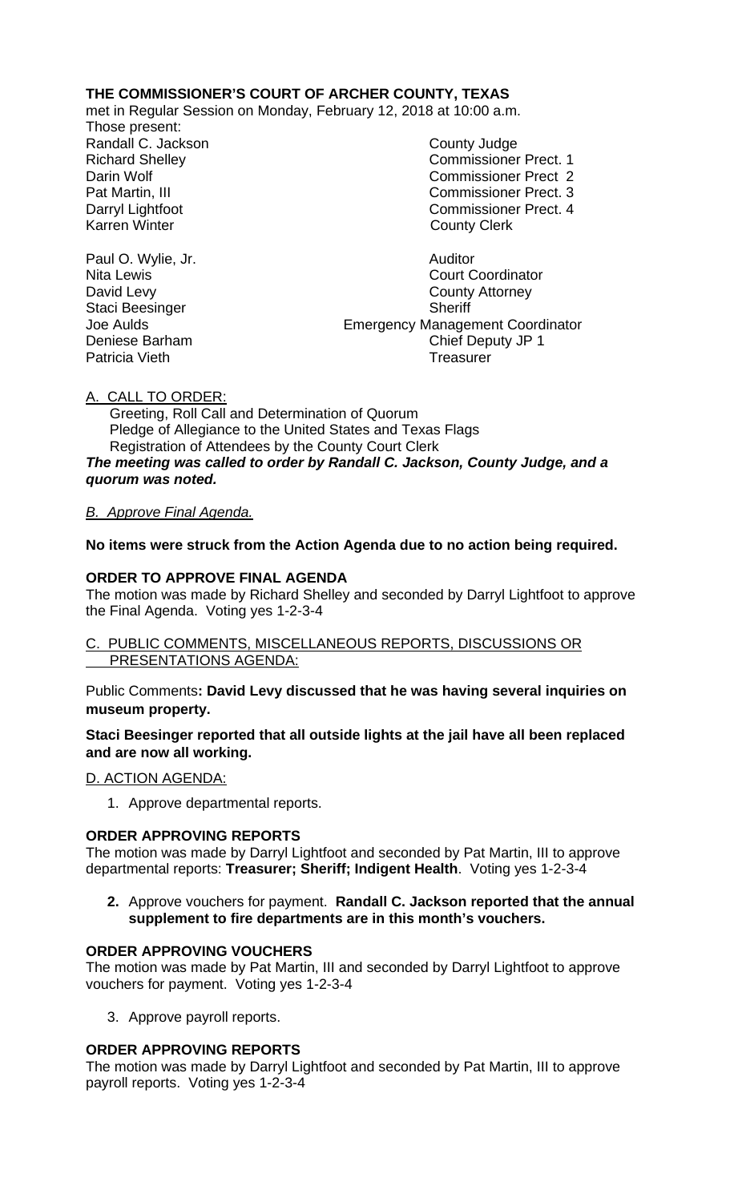**THE COMMISSIONER'S COURT OF ARCHER COUNTY, TEXAS**

met in Regular Session on Monday, February 12, 2018 at 10:00 a.m.

Those present:

| | |
|---|---|
| Randall C. Jackson | County Judge |
| Richard Shelley | Commissioner Prect. 1 |
| Darin Wolf | Commissioner Prect 2 |
| Pat Martin, III | Commissioner Prect. 3 |
| Darryl Lightfoot | Commissioner Prect. 4 |
| Karren Winter | County Clerk |
| | |
| Paul O. Wylie, Jr. | Auditor |
| Nita Lewis | Court Coordinator |
| David Levy | County Attorney |
| Staci Beesinger | Sheriff |
| Joe Aulds | Emergency Management Coordinator |
| Deniese Barham | Chief Deputy JP 1 |
| Patricia Vieth | Treasurer |

A. CALL TO ORDER:

Greeting, Roll Call and Determination of Quorum
Pledge of Allegiance to the United States and Texas Flags
Registration of Attendees by the County Court Clerk

***The meeting was called to order by Randall C. Jackson, County Judge, and a quorum was noted.***

*B. Approve Final Agenda.*

**No items were struck from the Action Agenda due to no action being required.**

**ORDER TO APPROVE FINAL AGENDA**

The motion was made by Richard Shelley and seconded by Darryl Lightfoot to approve the Final Agenda. Voting yes 1-2-3-4

C. PUBLIC COMMENTS, MISCELLANEOUS REPORTS, DISCUSSIONS OR PRESENTATIONS AGENDA:

Public Comments**: David Levy discussed that he was having several inquiries on museum property.**

**Staci Beesinger reported that all outside lights at the jail have all been replaced and are now all working.**

D. ACTION AGENDA:

1. Approve departmental reports.

**ORDER APPROVING REPORTS**

The motion was made by Darryl Lightfoot and seconded by Pat Martin, III to approve departmental reports: **Treasurer; Sheriff; Indigent Health**. Voting yes 1-2-3-4

2. Approve vouchers for payment. **Randall C. Jackson reported that the annual supplement to fire departments are in this month's vouchers.**

**ORDER APPROVING VOUCHERS**

The motion was made by Pat Martin, III and seconded by Darryl Lightfoot to approve vouchers for payment. Voting yes 1-2-3-4

3. Approve payroll reports.

**ORDER APPROVING REPORTS**

The motion was made by Darryl Lightfoot and seconded by Pat Martin, III to approve payroll reports. Voting yes 1-2-3-4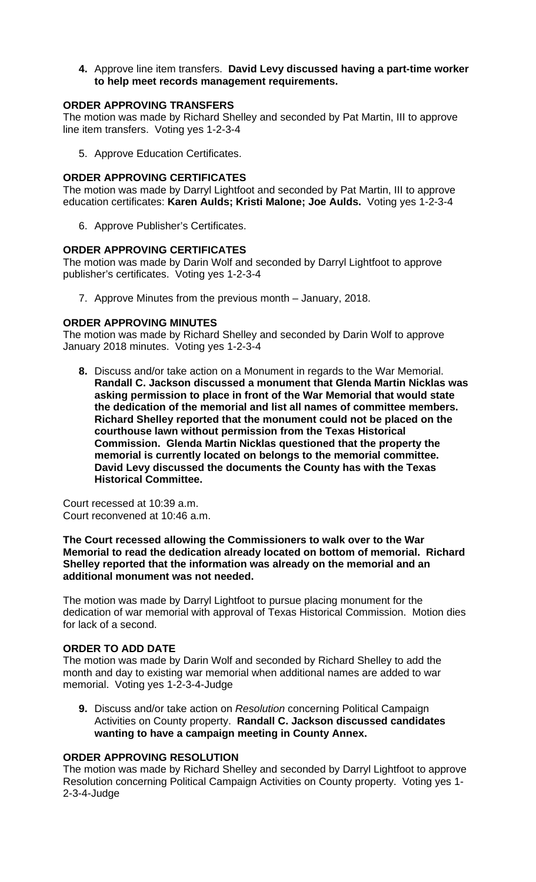4. Approve line item transfers. **David Levy discussed having a part-time worker to help meet records management requirements.**

**ORDER APPROVING TRANSFERS**

The motion was made by Richard Shelley and seconded by Pat Martin, III to approve line item transfers. Voting yes 1-2-3-4

5. Approve Education Certificates.

**ORDER APPROVING CERTIFICATES**

The motion was made by Darryl Lightfoot and seconded by Pat Martin, III to approve education certificates: **Karen Aulds; Kristi Malone; Joe Aulds.** Voting yes 1-2-3-4

6. Approve Publisher's Certificates.

**ORDER APPROVING CERTIFICATES**

The motion was made by Darin Wolf and seconded by Darryl Lightfoot to approve publisher's certificates. Voting yes 1-2-3-4

7. Approve Minutes from the previous month – January, 2018.

**ORDER APPROVING MINUTES**

The motion was made by Richard Shelley and seconded by Darin Wolf to approve January 2018 minutes. Voting yes 1-2-3-4

8. Discuss and/or take action on a Monument in regards to the War Memorial. **Randall C. Jackson discussed a monument that Glenda Martin Nicklas was asking permission to place in front of the War Memorial that would state the dedication of the memorial and list all names of committee members. Richard Shelley reported that the monument could not be placed on the courthouse lawn without permission from the Texas Historical Commission. Glenda Martin Nicklas questioned that the property the memorial is currently located on belongs to the memorial committee. David Levy discussed the documents the County has with the Texas Historical Committee.**

Court recessed at 10:39 a.m.
Court reconvened at 10:46 a.m.

**The Court recessed allowing the Commissioners to walk over to the War Memorial to read the dedication already located on bottom of memorial. Richard Shelley reported that the information was already on the memorial and an additional monument was not needed.**

The motion was made by Darryl Lightfoot to pursue placing monument for the dedication of war memorial with approval of Texas Historical Commission. Motion dies for lack of a second.

**ORDER TO ADD DATE**

The motion was made by Darin Wolf and seconded by Richard Shelley to add the month and day to existing war memorial when additional names are added to war memorial. Voting yes 1-2-3-4-Judge

9. Discuss and/or take action on *Resolution* concerning Political Campaign Activities on County property. **Randall C. Jackson discussed candidates wanting to have a campaign meeting in County Annex.**

**ORDER APPROVING RESOLUTION**

The motion was made by Richard Shelley and seconded by Darryl Lightfoot to approve Resolution concerning Political Campaign Activities on County property. Voting yes 1-2-3-4-Judge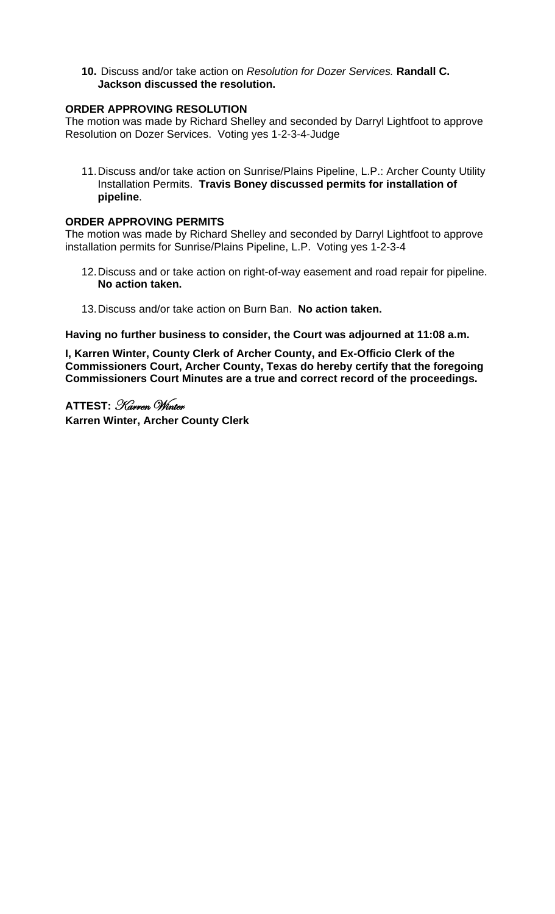**10.** Discuss and/or take action on *Resolution for Dozer Services.* **Randall C. Jackson discussed the resolution.**

**ORDER APPROVING RESOLUTION**
The motion was made by Richard Shelley and seconded by Darryl Lightfoot to approve Resolution on Dozer Services. Voting yes 1-2-3-4-Judge

11. Discuss and/or take action on Sunrise/Plains Pipeline, L.P.: Archer County Utility Installation Permits. **Travis Boney discussed permits for installation of pipeline**.

**ORDER APPROVING PERMITS**
The motion was made by Richard Shelley and seconded by Darryl Lightfoot to approve installation permits for Sunrise/Plains Pipeline, L.P. Voting yes 1-2-3-4

12. Discuss and or take action on right-of-way easement and road repair for pipeline. **No action taken.**

13. Discuss and/or take action on Burn Ban. **No action taken.**

**Having no further business to consider, the Court was adjourned at 11:08 a.m.**

**I, Karren Winter, County Clerk of Archer County, and Ex-Officio Clerk of the Commissioners Court, Archer County, Texas do hereby certify that the foregoing Commissioners Court Minutes are a true and correct record of the proceedings.**

**ATTEST:** *Karren Winter*
**Karren Winter, Archer County Clerk**